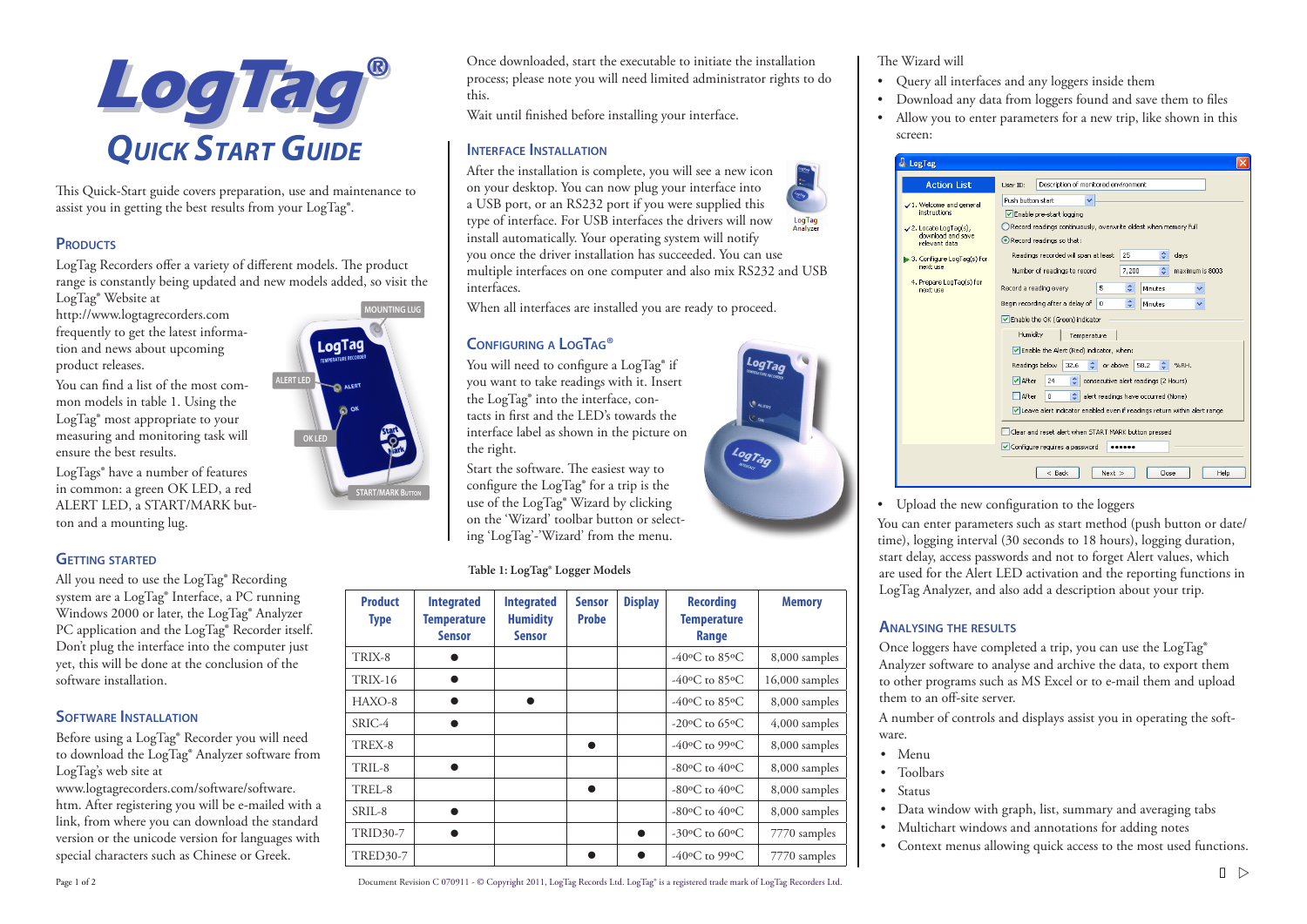# LogTag®

# Quick Start Guide

This Quick-Start guide covers preparation, use and maintenance to assist you in getting the best results from your LogTag®.

## Products

LogTag Recorders offer a variety of different models. The product range is constantly being updated and new models added, so visit the LogTag® Website at http://www.logtagrecorders.com frequently to get the latest information and news about upcoming product releases.

You can find a list of the most common models in table 1. Using the LogTag® most appropriate to your measuring and monitoring task will ensure the best results.

LogTags® have a number of features in common: a green OK LED, a red ALERT LED, a START/MARK button and a mounting lug.

## Getting Started

All you need to use the LogTag® Recording system are a LogTag® Interface, a PC running Windows 2000 or later, the LogTag® Analyzer PC application and the LogTag® Recorder itself. Don't plug the interface into the computer just yet, this will be done at the conclusion of the software installation.

## Software Installation

Before using a LogTag® Recorder you will need to download the LogTag® Analyzer software from LogTag's web site at www.logtagrecorders.com/software/software.htm. After registering you will be e-mailed with a link, from where you can download the standard version or the unicode version for languages with special characters such as Chinese or Greek.

Once downloaded, start the executable to initiate the installation process; please note you will need limited administrator rights to do this.

Wait until finished before installing your interface.

## Interface Installation

After the installation is complete, you will see a new icon on your desktop. You can now plug your interface into a USB port, or an RS232 port if you were supplied this type of interface. For USB interfaces the drivers will now install automatically. Your operating system will notify you once the driver installation has succeeded. You can use multiple interfaces on one computer and also mix RS232 and USB interfaces.

When all interfaces are installed you are ready to proceed.

## Configuring a LogTag®

You will need to configure a LogTag® if you want to take readings with it. Insert the LogTag® into the interface, contacts in first and the LED's towards the interface label as shown in the picture on the right.

Start the software. The easiest way to configure the LogTag® for a trip is the use of the LogTag® Wizard by clicking on the 'Wizard' toolbar button or selecting 'LogTag'-'Wizard' from the menu.

**Table 1: LogTag® Logger Models**

| Product Type | Integrated Temperature Sensor | Integrated Humidity Sensor | Sensor Probe | Display | Recording Temperature Range | Memory |
|---|---|---|---|---|---|---|
| TRIX-8 | ● | | | | -40ºC to 85ºC | 8,000 samples |
| TRIX-16 | ● | | | | -40ºC to 85ºC | 16,000 samples |
| HAXO-8 | ● | ● | | | -40ºC to 85ºC | 8,000 samples |
| SRIC-4 | ● | | | | -20ºC to 65ºC | 4,000 samples |
| TREX-8 | | | ● | | -40ºC to 99ºC | 8,000 samples |
| TRIL-8 | ● | | | | -80ºC to 40ºC | 8,000 samples |
| TREL-8 | | | ● | | -80ºC to 40ºC | 8,000 samples |
| SRIL-8 | ● | | | | -80ºC to 40ºC | 8,000 samples |
| TRID30-7 | ● | | | ● | -30ºC to 60ºC | 7770 samples |
| TRED30-7 | | | ● | ● | -40ºC to 99ºC | 7770 samples |

The Wizard will

- Query all interfaces and any loggers inside them
- Download any data from loggers found and save them to files
- Allow you to enter parameters for a new trip, like shown in this screen:
- Upload the new configuration to the loggers

You can enter parameters such as start method (push button or date/time), logging interval (30 seconds to 18 hours), logging duration, start delay, access passwords and not to forget Alert values, which are used for the Alert LED activation and the reporting functions in LogTag Analyzer, and also add a description about your trip.

## Analysing the Results

Once loggers have completed a trip, you can use the LogTag® Analyzer software to analyse and archive the data, to export them to other programs such as MS Excel or to e-mail them and upload them to an off-site server.

A number of controls and displays assist you in operating the software.

- Menu
- Toolbars
- Status
- Data window with graph, list, summary and averaging tabs
- Multichart windows and annotations for adding notes
- Context menus allowing quick access to the most used functions.

Document Revision C 070911 - © Copyright 2011, LogTag Records Ltd. LogTag® is a registered trade mark of LogTag Recorders Ltd.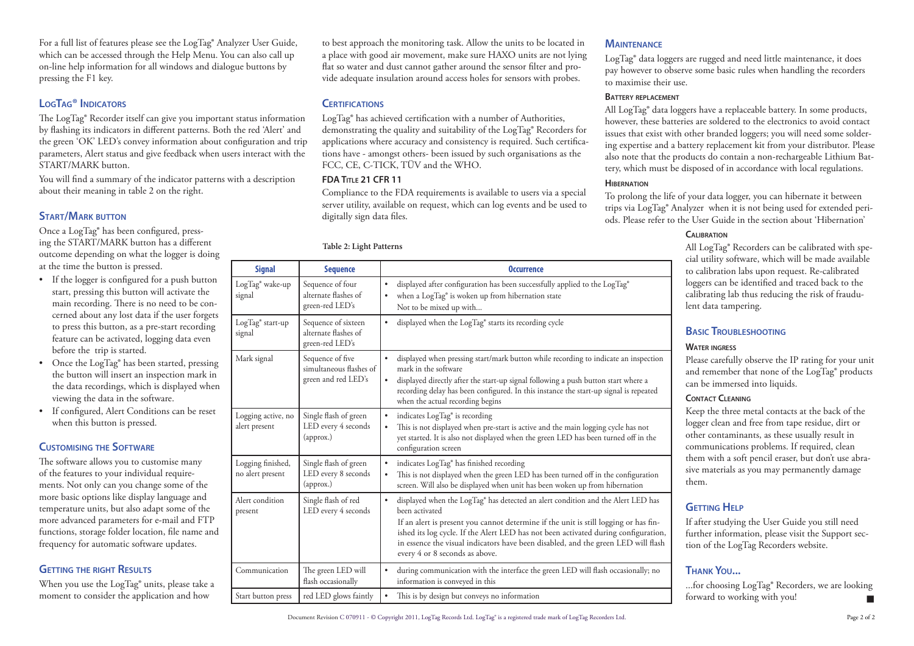For a full list of features please see the LogTag® Analyzer User Guide, which can be accessed through the Help Menu. You can also call up on-line help information for all windows and dialogue buttons by pressing the F1 key.

## LogTag® Indicators

The LogTag® Recorder itself can give you important status information by flashing its indicators in different patterns. Both the red 'Alert' and the green 'OK' LED's convey information about configuration and trip parameters, Alert status and give feedback when users interact with the START/MARK button.

You will find a summary of the indicator patterns with a description about their meaning in table 2 on the right.

## Start/Mark button

Once a LogTag® has been configured, pressing the START/MARK button has a different outcome depending on what the logger is doing at the time the button is pressed.

- If the logger is configured for a push button start, pressing this button will activate the main recording. There is no need to be concerned about any lost data if the user forgets to press this button, as a pre-start recording feature can be activated, logging data even before the trip is started.
- Once the LogTag® has been started, pressing the button will insert an inspection mark in the data recordings, which is displayed when viewing the data in the software.
- If configured, Alert Conditions can be reset when this button is pressed.

## Customising the Software

The software allows you to customise many of the features to your individual requirements. Not only can you change some of the more basic options like display language and temperature units, but also adapt some of the more advanced parameters for e-mail and FTP functions, storage folder location, file name and frequency for automatic software updates.

## Getting the right Results

When you use the LogTag® units, please take a moment to consider the application and how to best approach the monitoring task. Allow the units to be located in a place with good air movement, make sure HAXO units are not lying flat so water and dust cannot gather around the sensor filter and provide adequate insulation around access holes for sensors with probes.

## Certifications

LogTag® has achieved certification with a number of Authorities, demonstrating the quality and suitability of the LogTag® Recorders for applications where accuracy and consistency is required. Such certifications have - amongst others- been issued by such organisations as the FCC, CE, C-TICK, TÜV and the WHO.

### FDA Title 21 CFR 11

Compliance to the FDA requirements is available to users via a special server utility, available on request, which can log events and be used to digitally sign data files.

**Table 2: Light Patterns**

| Signal | Sequence | Occurrence |
|---|---|---|
| LogTag® wake-up signal | Sequence of four alternate flashes of green-red LED's | • displayed after configuration has been successfully applied to the LogTag® • when a LogTag® is woken up from hibernation state Not to be mixed up with... |
| LogTag® start-up signal | Sequence of sixteen alternate flashes of green-red LED's | • displayed when the LogTag® starts its recording cycle |
| Mark signal | Sequence of five simultaneous flashes of green and red LED's | • displayed when pressing start/mark button while recording to indicate an inspection mark in the software • displayed directly after the start-up signal following a push button start where a recording delay has been configured. In this instance the start-up signal is repeated when the actual recording begins |
| Logging active, no alert present | Single flash of green LED every 4 seconds (approx.) | • indicates LogTag® is recording • This is not displayed when pre-start is active and the main logging cycle has not yet started. It is also not displayed when the green LED has been turned off in the configuration screen |
| Logging finished, no alert present | Single flash of green LED every 8 seconds (approx.) | • indicates LogTag® has finished recording • This is not displayed when the green LED has been turned off in the configuration screen. Will also be displayed when unit has been woken up from hibernation |
| Alert condition present | Single flash of red LED every 4 seconds | • displayed when the LogTag® has detected an alert condition and the Alert LED has been activated If an alert is present you cannot determine if the unit is still logging or has finished its log cycle. If the Alert LED has not been activated during configuration, in essence the visual indicators have been disabled, and the green LED will flash every 4 or 8 seconds as above. |
| Communication | The green LED will flash occasionally | • during communication with the interface the green LED will flash occasionally; no information is conveyed in this |
| Start button press | red LED glows faintly | • This is by design but conveys no information |

## Maintenance

LogTag® data loggers are rugged and need little maintenance, it does pay however to observe some basic rules when handling the recorders to maximise their use.

### Battery replacement

All LogTag® data loggers have a replaceable battery. In some products, however, these batteries are soldered to the electronics to avoid contact issues that exist with other branded loggers; you will need some soldering expertise and a battery replacement kit from your distributor. Please also note that the products do contain a non-rechargeable Lithium Battery, which must be disposed of in accordance with local regulations.

### Hibernation

To prolong the life of your data logger, you can hibernate it between trips via LogTag® Analyzer when it is not being used for extended periods. Please refer to the User Guide in the section about 'Hibernation'

### Calibration

All LogTag® Recorders can be calibrated with special utility software, which will be made available to calibration labs upon request. Re-calibrated loggers can be identified and traced back to the calibrating lab thus reducing the risk of fraudulent data tampering.

## Basic Troubleshooting

### Water ingress

Please carefully observe the IP rating for your unit and remember that none of the LogTag® products can be immersed into liquids.

### Contact Cleaning

Keep the three metal contacts at the back of the logger clean and free from tape residue, dirt or other contaminants, as these usually result in communications problems. If required, clean them with a soft pencil eraser, but don't use abrasive materials as you may permanently damage them.

## Getting Help

If after studying the User Guide you still need further information, please visit the Support section of the LogTag Recorders website.

## Thank You...

...for choosing LogTag® Recorders, we are looking forward to working with you!

Document Revision C 070911 - © Copyright 2011, LogTag Records Ltd. LogTag® is a registered trade mark of LogTag Recorders Ltd.